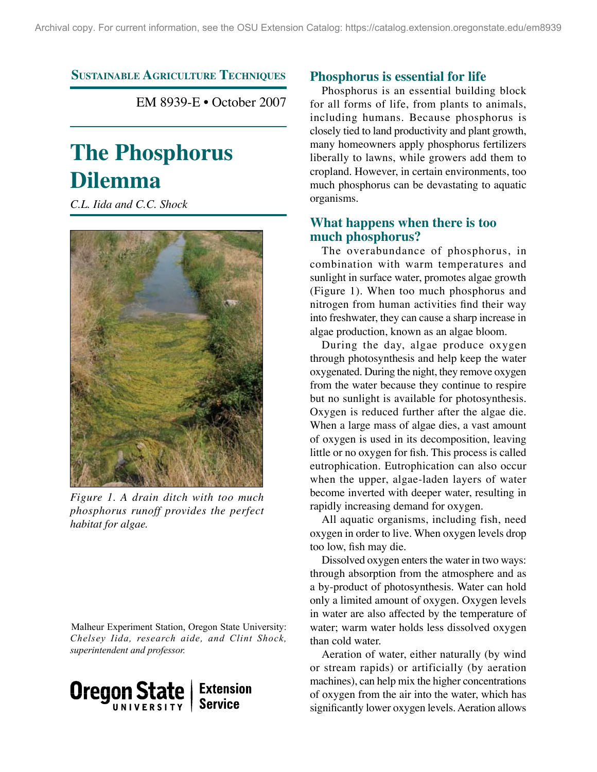Archival copy. For current information, see the OSU Extension Catalog: https://catalog.extension.oregonstate.edu/em8939

**Sustainable Agriculture Techniques**

EM 8939-E • October 2007

# The Phosphorus Dilemma

*C.L. Iida and C.C. Shock*

*Figure 1. A drain ditch with too much phosphorus runoff provides the perfect habitat for algae.*

Malheur Experiment Station, Oregon State University: *Chelsey Iida, research aide, and Clint Shock, superintendent and professor.*

## Phosphorus is essential for life

Phosphorus is an essential building block for all forms of life, from plants to animals, including humans. Because phosphorus is closely tied to land productivity and plant growth, many homeowners apply phosphorus fertilizers liberally to lawns, while growers add them to cropland. However, in certain environments, too much phosphorus can be devastating to aquatic organisms.

## What happens when there is too much phosphorus?

The overabundance of phosphorus, in combination with warm temperatures and sunlight in surface water, promotes algae growth (Figure 1). When too much phosphorus and nitrogen from human activities find their way into freshwater, they can cause a sharp increase in algae production, known as an algae bloom.

During the day, algae produce oxygen through photosynthesis and help keep the water oxygenated. During the night, they remove oxygen from the water because they continue to respire but no sunlight is available for photosynthesis. Oxygen is reduced further after the algae die. When a large mass of algae dies, a vast amount of oxygen is used in its decomposition, leaving little or no oxygen for fish. This process is called eutrophication. Eutrophication can also occur when the upper, algae-laden layers of water become inverted with deeper water, resulting in rapidly increasing demand for oxygen.

All aquatic organisms, including fish, need oxygen in order to live. When oxygen levels drop too low, fish may die.

Dissolved oxygen enters the water in two ways: through absorption from the atmosphere and as a by-product of photosynthesis. Water can hold only a limited amount of oxygen. Oxygen levels in water are also affected by the temperature of water; warm water holds less dissolved oxygen than cold water.

Aeration of water, either naturally (by wind or stream rapids) or artificially (by aeration machines), can help mix the higher concentrations of oxygen from the air into the water, which has significantly lower oxygen levels. Aeration allows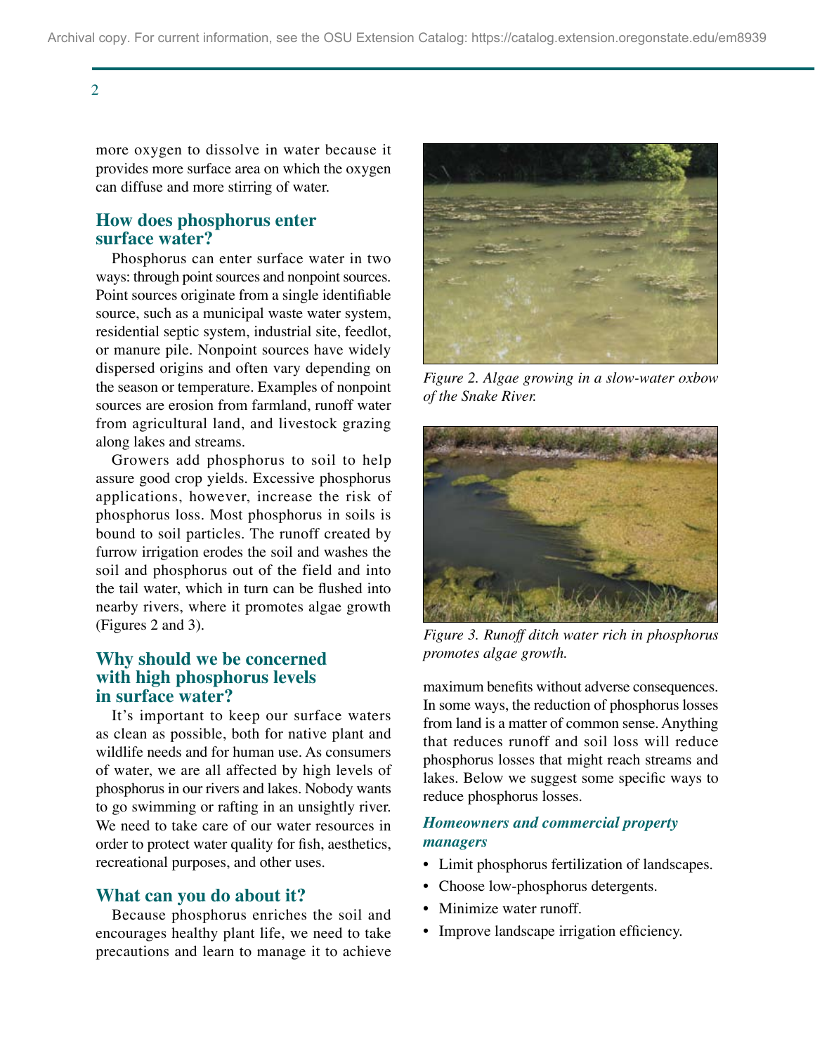more oxygen to dissolve in water because it provides more surface area on which the oxygen can diffuse and more stirring of water.

## How does phosphorus enter surface water?

Phosphorus can enter surface water in two ways: through point sources and nonpoint sources. Point sources originate from a single identifiable source, such as a municipal waste water system, residential septic system, industrial site, feedlot, or manure pile. Nonpoint sources have widely dispersed origins and often vary depending on the season or temperature. Examples of nonpoint sources are erosion from farmland, runoff water from agricultural land, and livestock grazing along lakes and streams.

Growers add phosphorus to soil to help assure good crop yields. Excessive phosphorus applications, however, increase the risk of phosphorus loss. Most phosphorus in soils is bound to soil particles. The runoff created by furrow irrigation erodes the soil and washes the soil and phosphorus out of the field and into the tail water, which in turn can be flushed into nearby rivers, where it promotes algae growth (Figures 2 and 3).

*Figure 2. Algae growing in a slow-water oxbow of the Snake River.*

*Figure 3. Runoff ditch water rich in phosphorus promotes algae growth.*

## Why should we be concerned with high phosphorus levels in surface water?

It's important to keep our surface waters as clean as possible, both for native plant and wildlife needs and for human use. As consumers of water, we are all affected by high levels of phosphorus in our rivers and lakes. Nobody wants to go swimming or rafting in an unsightly river. We need to take care of our water resources in order to protect water quality for fish, aesthetics, recreational purposes, and other uses.

## What can you do about it?

Because phosphorus enriches the soil and encourages healthy plant life, we need to take precautions and learn to manage it to achieve maximum benefits without adverse consequences. In some ways, the reduction of phosphorus losses from land is a matter of common sense. Anything that reduces runoff and soil loss will reduce phosphorus losses that might reach streams and lakes. Below we suggest some specific ways to reduce phosphorus losses.

### *Homeowners and commercial property managers*

- Limit phosphorus fertilization of landscapes.
- Choose low-phosphorus detergents.
- Minimize water runoff.
- Improve landscape irrigation efficiency.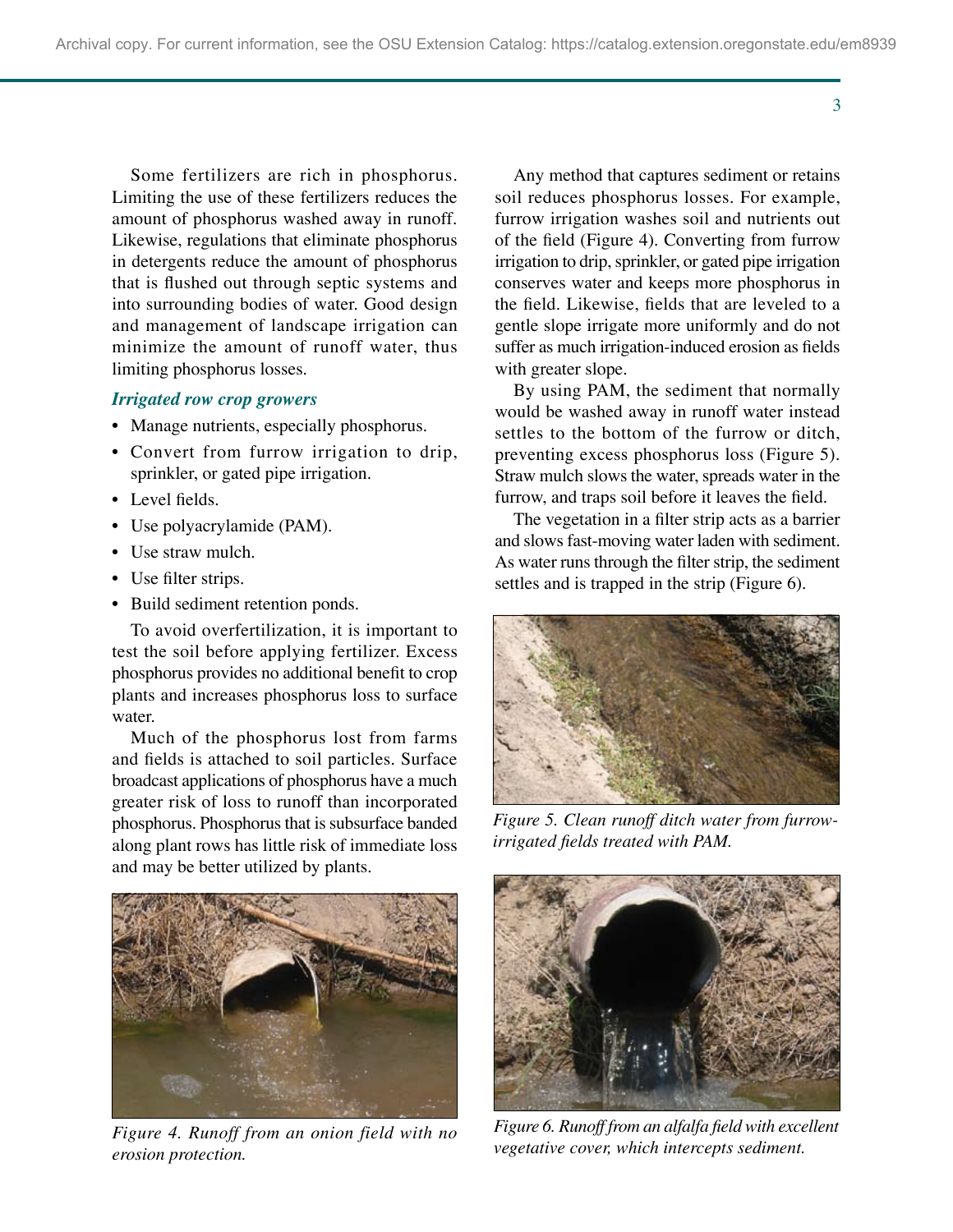Some fertilizers are rich in phosphorus. Limiting the use of these fertilizers reduces the amount of phosphorus washed away in runoff. Likewise, regulations that eliminate phosphorus in detergents reduce the amount of phosphorus that is flushed out through septic systems and into surrounding bodies of water. Good design and management of landscape irrigation can minimize the amount of runoff water, thus limiting phosphorus losses.

### *Irrigated row crop growers*

- Manage nutrients, especially phosphorus.
- Convert from furrow irrigation to drip, sprinkler, or gated pipe irrigation.
- Level fields.
- Use polyacrylamide (PAM).
- Use straw mulch.
- Use filter strips.
- Build sediment retention ponds.

To avoid overfertilization, it is important to test the soil before applying fertilizer. Excess phosphorus provides no additional benefit to crop plants and increases phosphorus loss to surface water.

Much of the phosphorus lost from farms and fields is attached to soil particles. Surface broadcast applications of phosphorus have a much greater risk of loss to runoff than incorporated phosphorus. Phosphorus that is subsurface banded along plant rows has little risk of immediate loss and may be better utilized by plants.

*Figure 4. Runoff from an onion field with no erosion protection.*

Any method that captures sediment or retains soil reduces phosphorus losses. For example, furrow irrigation washes soil and nutrients out of the field (Figure 4). Converting from furrow irrigation to drip, sprinkler, or gated pipe irrigation conserves water and keeps more phosphorus in the field. Likewise, fields that are leveled to a gentle slope irrigate more uniformly and do not suffer as much irrigation-induced erosion as fields with greater slope.

By using PAM, the sediment that normally would be washed away in runoff water instead settles to the bottom of the furrow or ditch, preventing excess phosphorus loss (Figure 5). Straw mulch slows the water, spreads water in the furrow, and traps soil before it leaves the field.

The vegetation in a filter strip acts as a barrier and slows fast-moving water laden with sediment. As water runs through the filter strip, the sediment settles and is trapped in the strip (Figure 6).

*Figure 5. Clean runoff ditch water from furrow-irrigated fields treated with PAM.*

*Figure 6. Runoff from an alfalfa field with excellent vegetative cover, which intercepts sediment.*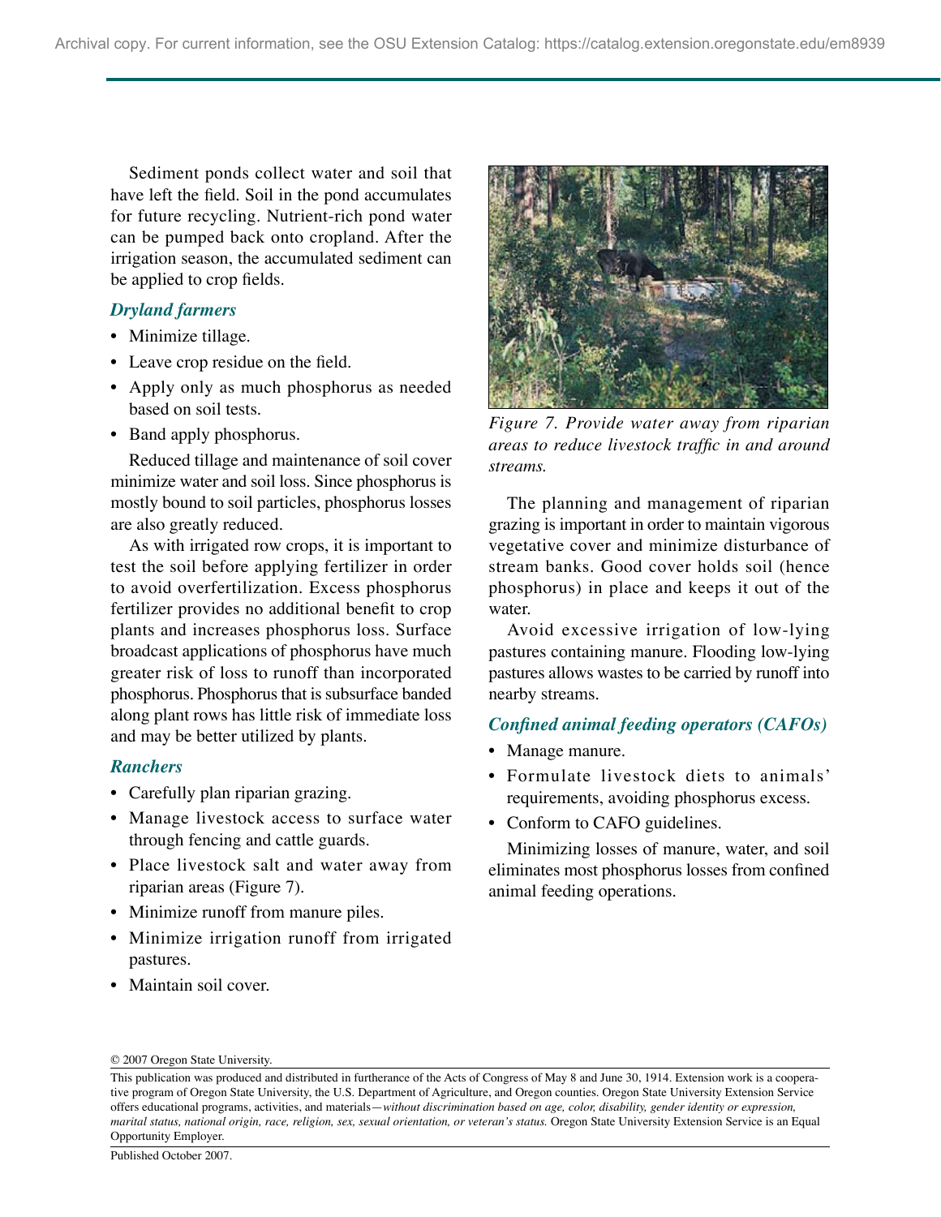Sediment ponds collect water and soil that have left the field. Soil in the pond accumulates for future recycling. Nutrient-rich pond water can be pumped back onto cropland. After the irrigation season, the accumulated sediment can be applied to crop fields.

### *Dryland farmers*

- Minimize tillage.
- Leave crop residue on the field.
- Apply only as much phosphorus as needed based on soil tests.
- Band apply phosphorus.

Reduced tillage and maintenance of soil cover minimize water and soil loss. Since phosphorus is mostly bound to soil particles, phosphorus losses are also greatly reduced.

As with irrigated row crops, it is important to test the soil before applying fertilizer in order to avoid overfertilization. Excess phosphorus fertilizer provides no additional benefit to crop plants and increases phosphorus loss. Surface broadcast applications of phosphorus have much greater risk of loss to runoff than incorporated phosphorus. Phosphorus that is subsurface banded along plant rows has little risk of immediate loss and may be better utilized by plants.

### *Ranchers*

- Carefully plan riparian grazing.
- Manage livestock access to surface water through fencing and cattle guards.
- Place livestock salt and water away from riparian areas (Figure 7).
- Minimize runoff from manure piles.
- Minimize irrigation runoff from irrigated pastures.
- Maintain soil cover.

*Figure 7. Provide water away from riparian areas to reduce livestock traffic in and around streams.*

The planning and management of riparian grazing is important in order to maintain vigorous vegetative cover and minimize disturbance of stream banks. Good cover holds soil (hence phosphorus) in place and keeps it out of the water.

Avoid excessive irrigation of low-lying pastures containing manure. Flooding low-lying pastures allows wastes to be carried by runoff into nearby streams.

### *Confined animal feeding operators (CAFOs)*

- Manage manure.
- Formulate livestock diets to animals' requirements, avoiding phosphorus excess.
- Conform to CAFO guidelines.

Minimizing losses of manure, water, and soil eliminates most phosphorus losses from confined animal feeding operations.

© 2007 Oregon State University.

This publication was produced and distributed in furtherance of the Acts of Congress of May 8 and June 30, 1914. Extension work is a cooperative program of Oregon State University, the U.S. Department of Agriculture, and Oregon counties. Oregon State University Extension Service offers educational programs, activities, and materials—*without discrimination based on age, color, disability, gender identity or expression, marital status, national origin, race, religion, sex, sexual orientation, or veteran's status.* Oregon State University Extension Service is an Equal Opportunity Employer.

Published October 2007.